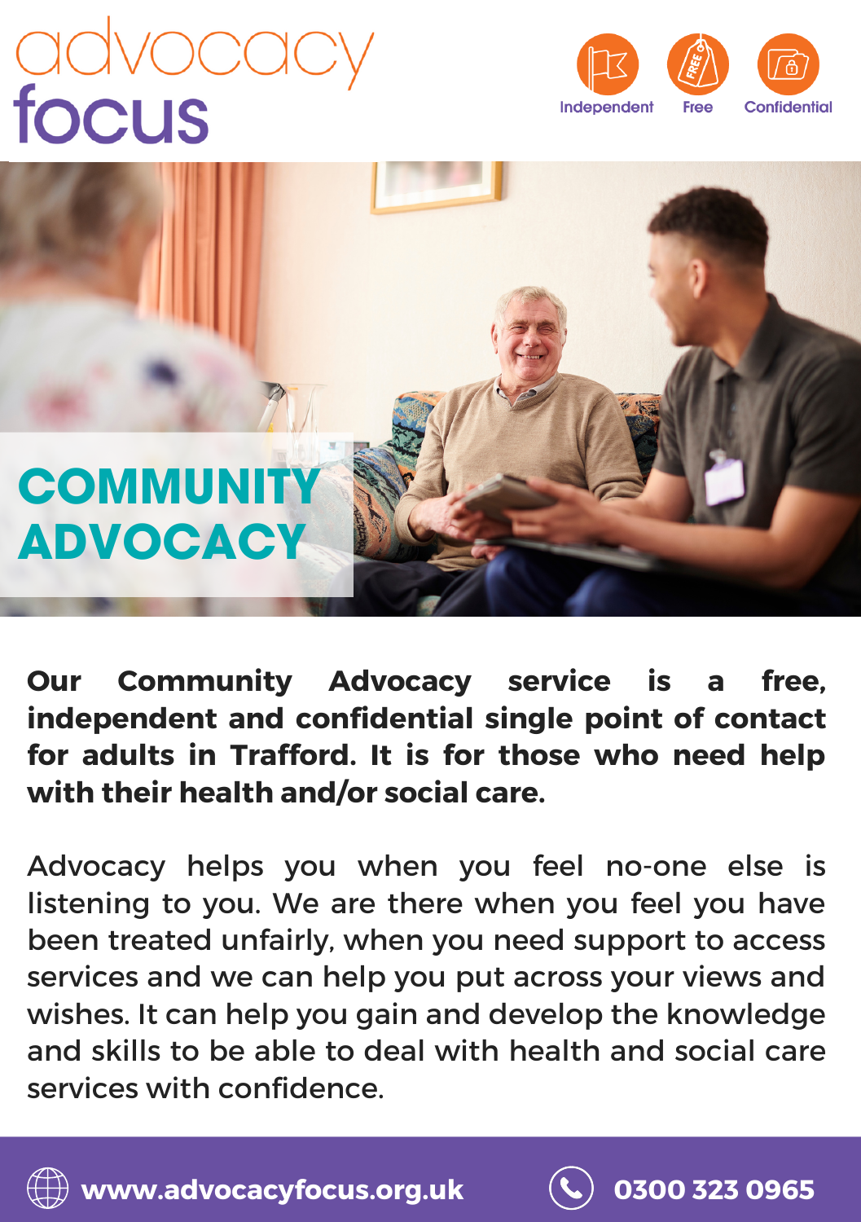advocacy focus

Independent Free Confidential

# COMMUNITY ADVOCACY

**Our Community Advocacy service is a free, independent and confidential single point of contact for adults in Trafford. It is for those who need help with their health and/or social care.**

Advocacy helps you when you feel no-one else is listening to you. We are there when you feel you have been treated unfairly, when you need support to access services and we can help you put across your views and wishes. It can help you gain and develop the knowledge and skills to be able to deal with health and social care services with confidence.

**www.advocacyfocus.org.uk** **0300 323 0965**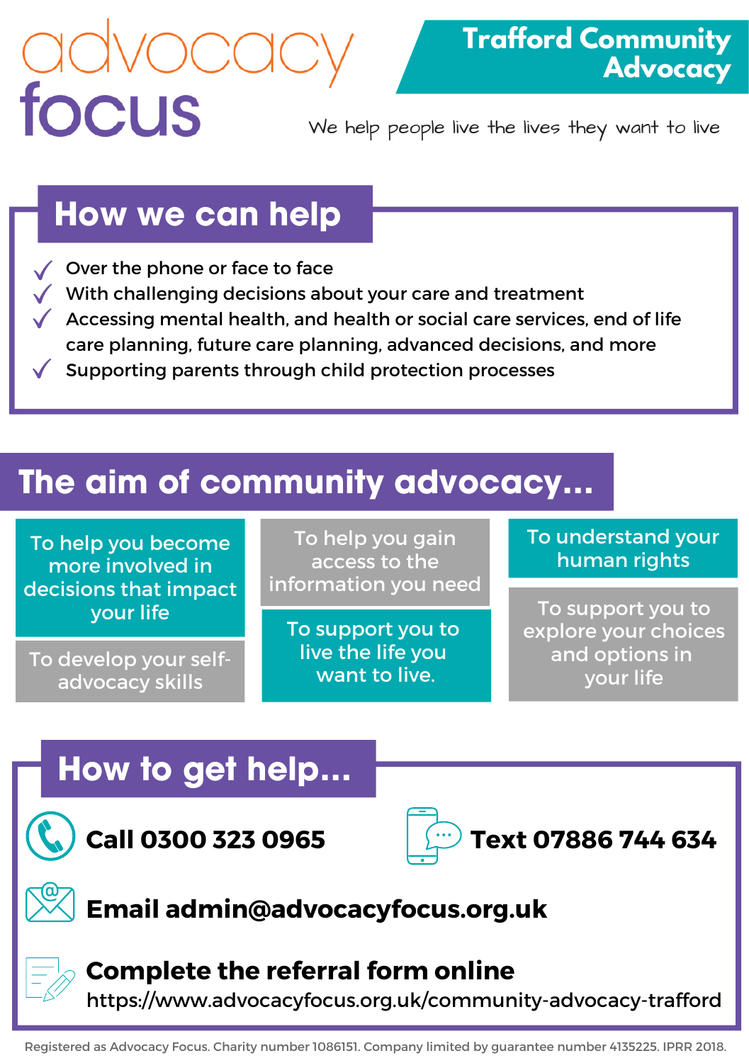advocacy focus

**Trafford Community Advocacy**

We help people live the lives they want to live

## How we can help

- Over the phone or face to face
- With challenging decisions about your care and treatment
- Accessing mental health, and health or social care services, end of life care planning, future care planning, advanced decisions, and more
- Supporting parents through child protection processes

## The aim of community advocacy...

- To help you become more involved in decisions that impact your life
- To develop your self-advocacy skills
- To help you gain access to the information you need
- To support you to live the life you want to live.
- To understand your human rights
- To support you to explore your choices and options in your life

## How to get help...

**Call 0300 323 0965**

**Text 07886 744 634**

**Email admin@advocacyfocus.org.uk**

**Complete the referral form online**
https://www.advocacyfocus.org.uk/community-advocacy-trafford

Registered as Advocacy Focus. Charity number 1086151. Company limited by guarantee number 4135225. IPRR 2018.